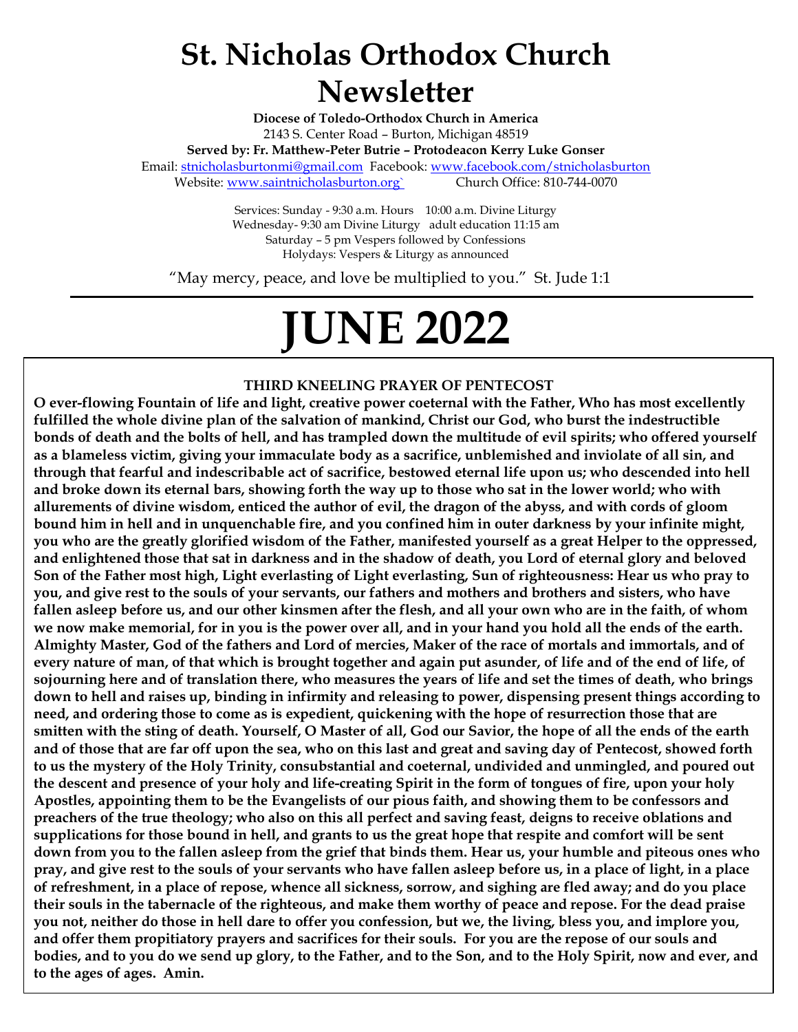# St. Nicholas Orthodox Church Newsletter

**Diocese of Toledo-Orthodox Church in America**
2143 S. Center Road – Burton, Michigan 48519
**Served by: Fr. Matthew-Peter Butrie – Protodeacon Kerry Luke Gonser**
Email: stnicholasburtonmi@gmail.com Facebook: www.facebook.com/stnicholasburton
Website: www.saintnicholasburton.org` Church Office: 810-744-0070

Services: Sunday - 9:30 a.m. Hours 10:00 a.m. Divine Liturgy
Wednesday- 9:30 am Divine Liturgy adult education 11:15 am
Saturday – 5 pm Vespers followed by Confessions
Holydays: Vespers & Liturgy as announced

"May mercy, peace, and love be multiplied to you." St. Jude 1:1

# JUNE 2022

### THIRD KNEELING PRAYER OF PENTECOST

**O ever-flowing Fountain of life and light, creative power coeternal with the Father, Who has most excellently fulfilled the whole divine plan of the salvation of mankind, Christ our God, who burst the indestructible bonds of death and the bolts of hell, and has trampled down the multitude of evil spirits; who offered yourself as a blameless victim, giving your immaculate body as a sacrifice, unblemished and inviolate of all sin, and through that fearful and indescribable act of sacrifice, bestowed eternal life upon us; who descended into hell and broke down its eternal bars, showing forth the way up to those who sat in the lower world; who with allurements of divine wisdom, enticed the author of evil, the dragon of the abyss, and with cords of gloom bound him in hell and in unquenchable fire, and you confined him in outer darkness by your infinite might, you who are the greatly glorified wisdom of the Father, manifested yourself as a great Helper to the oppressed, and enlightened those that sat in darkness and in the shadow of death, you Lord of eternal glory and beloved Son of the Father most high, Light everlasting of Light everlasting, Sun of righteousness: Hear us who pray to you, and give rest to the souls of your servants, our fathers and mothers and brothers and sisters, who have fallen asleep before us, and our other kinsmen after the flesh, and all your own who are in the faith, of whom we now make memorial, for in you is the power over all, and in your hand you hold all the ends of the earth. Almighty Master, God of the fathers and Lord of mercies, Maker of the race of mortals and immortals, and of every nature of man, of that which is brought together and again put asunder, of life and of the end of life, of sojourning here and of translation there, who measures the years of life and set the times of death, who brings down to hell and raises up, binding in infirmity and releasing to power, dispensing present things according to need, and ordering those to come as is expedient, quickening with the hope of resurrection those that are smitten with the sting of death. Yourself, O Master of all, God our Savior, the hope of all the ends of the earth and of those that are far off upon the sea, who on this last and great and saving day of Pentecost, showed forth to us the mystery of the Holy Trinity, consubstantial and coeternal, undivided and unmingled, and poured out the descent and presence of your holy and life-creating Spirit in the form of tongues of fire, upon your holy Apostles, appointing them to be the Evangelists of our pious faith, and showing them to be confessors and preachers of the true theology; who also on this all perfect and saving feast, deigns to receive oblations and supplications for those bound in hell, and grants to us the great hope that respite and comfort will be sent down from you to the fallen asleep from the grief that binds them. Hear us, your humble and piteous ones who pray, and give rest to the souls of your servants who have fallen asleep before us, in a place of light, in a place of refreshment, in a place of repose, whence all sickness, sorrow, and sighing are fled away; and do you place their souls in the tabernacle of the righteous, and make them worthy of peace and repose. For the dead praise you not, neither do those in hell dare to offer you confession, but we, the living, bless you, and implore you, and offer them propitiatory prayers and sacrifices for their souls. For you are the repose of our souls and bodies, and to you do we send up glory, to the Father, and to the Son, and to the Holy Spirit, now and ever, and to the ages of ages. Amin.**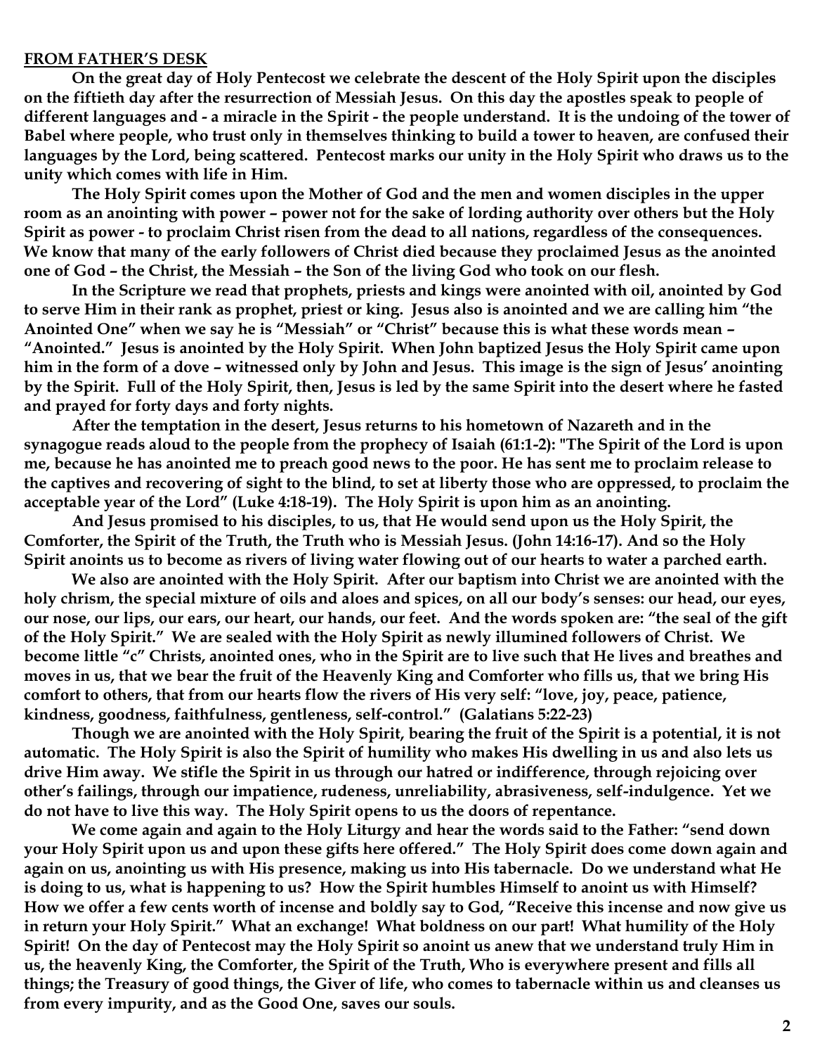**FROM FATHER'S DESK**

**On the great day of Holy Pentecost we celebrate the descent of the Holy Spirit upon the disciples on the fiftieth day after the resurrection of Messiah Jesus. On this day the apostles speak to people of different languages and - a miracle in the Spirit - the people understand. It is the undoing of the tower of Babel where people, who trust only in themselves thinking to build a tower to heaven, are confused their languages by the Lord, being scattered. Pentecost marks our unity in the Holy Spirit who draws us to the unity which comes with life in Him.**

**The Holy Spirit comes upon the Mother of God and the men and women disciples in the upper room as an anointing with power – power not for the sake of lording authority over others but the Holy Spirit as power - to proclaim Christ risen from the dead to all nations, regardless of the consequences. We know that many of the early followers of Christ died because they proclaimed Jesus as the anointed one of God – the Christ, the Messiah – the Son of the living God who took on our flesh.**

**In the Scripture we read that prophets, priests and kings were anointed with oil, anointed by God to serve Him in their rank as prophet, priest or king. Jesus also is anointed and we are calling him "the Anointed One" when we say he is "Messiah" or "Christ" because this is what these words mean – "Anointed." Jesus is anointed by the Holy Spirit. When John baptized Jesus the Holy Spirit came upon him in the form of a dove – witnessed only by John and Jesus. This image is the sign of Jesus' anointing by the Spirit. Full of the Holy Spirit, then, Jesus is led by the same Spirit into the desert where he fasted and prayed for forty days and forty nights.**

**After the temptation in the desert, Jesus returns to his hometown of Nazareth and in the synagogue reads aloud to the people from the prophecy of Isaiah (61:1-2): "The Spirit of the Lord is upon me, because he has anointed me to preach good news to the poor. He has sent me to proclaim release to the captives and recovering of sight to the blind, to set at liberty those who are oppressed, to proclaim the acceptable year of the Lord" (Luke 4:18-19). The Holy Spirit is upon him as an anointing.**

**And Jesus promised to his disciples, to us, that He would send upon us the Holy Spirit, the Comforter, the Spirit of the Truth, the Truth who is Messiah Jesus. (John 14:16-17). And so the Holy Spirit anoints us to become as rivers of living water flowing out of our hearts to water a parched earth.**

**We also are anointed with the Holy Spirit. After our baptism into Christ we are anointed with the holy chrism, the special mixture of oils and aloes and spices, on all our body's senses: our head, our eyes, our nose, our lips, our ears, our heart, our hands, our feet. And the words spoken are: "the seal of the gift of the Holy Spirit." We are sealed with the Holy Spirit as newly illumined followers of Christ. We become little "c" Christs, anointed ones, who in the Spirit are to live such that He lives and breathes and moves in us, that we bear the fruit of the Heavenly King and Comforter who fills us, that we bring His comfort to others, that from our hearts flow the rivers of His very self: "love, joy, peace, patience, kindness, goodness, faithfulness, gentleness, self-control." (Galatians 5:22-23)**

**Though we are anointed with the Holy Spirit, bearing the fruit of the Spirit is a potential, it is not automatic. The Holy Spirit is also the Spirit of humility who makes His dwelling in us and also lets us drive Him away. We stifle the Spirit in us through our hatred or indifference, through rejoicing over other's failings, through our impatience, rudeness, unreliability, abrasiveness, self-indulgence. Yet we do not have to live this way. The Holy Spirit opens to us the doors of repentance.**

**We come again and again to the Holy Liturgy and hear the words said to the Father: "send down your Holy Spirit upon us and upon these gifts here offered." The Holy Spirit does come down again and again on us, anointing us with His presence, making us into His tabernacle. Do we understand what He is doing to us, what is happening to us? How the Spirit humbles Himself to anoint us with Himself? How we offer a few cents worth of incense and boldly say to God, "Receive this incense and now give us in return your Holy Spirit." What an exchange! What boldness on our part! What humility of the Holy Spirit! On the day of Pentecost may the Holy Spirit so anoint us anew that we understand truly Him in us, the heavenly King, the Comforter, the Spirit of the Truth, Who is everywhere present and fills all things; the Treasury of good things, the Giver of life, who comes to tabernacle within us and cleanses us from every impurity, and as the Good One, saves our souls.**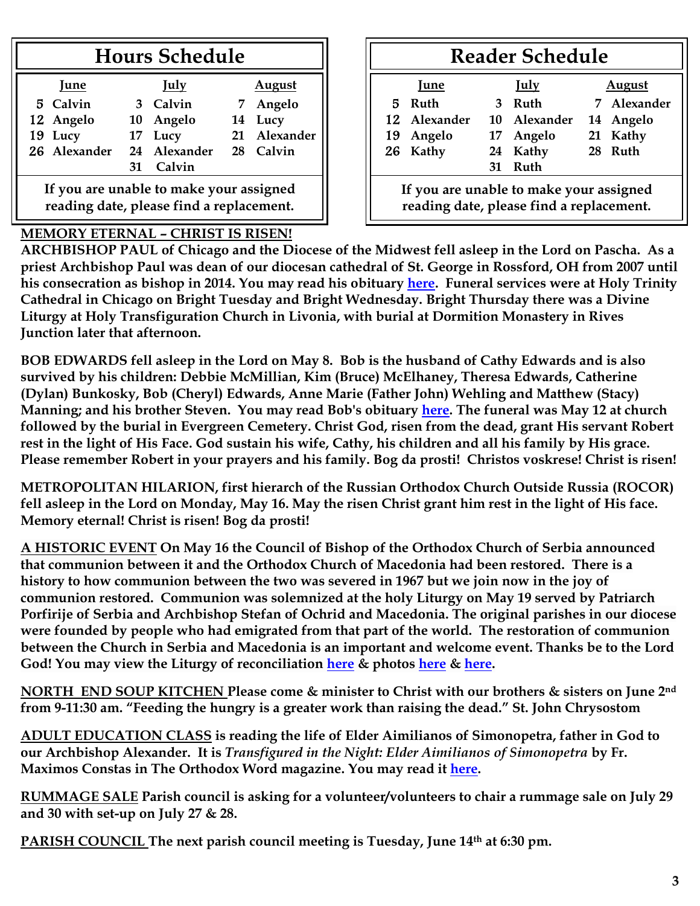## Hours Schedule

| June | | July | | August | |
|---|---|---|---|---|---|
| 5 | Calvin | 3 | Calvin | 7 | Angelo |
| 12 | Angelo | 10 | Angelo | 14 | Lucy |
| 19 | Lucy | 17 | Lucy | 21 | Alexander |
| 26 | Alexander | 24 | Alexander | 28 | Calvin |
| | | 31 | Calvin | | |

**If you are unable to make your assigned reading date, please find a replacement.**

## Reader Schedule

| June | | July | | August | |
|---|---|---|---|---|---|
| 5 | Ruth | 3 | Ruth | 7 | Alexander |
| 12 | Alexander | 10 | Alexander | 14 | Angelo |
| 19 | Angelo | 17 | Angelo | 21 | Kathy |
| 26 | Kathy | 24 | Kathy | 28 | Ruth |
| | | 31 | Ruth | | |

**If you are unable to make your assigned reading date, please find a replacement.**

**MEMORY ETERNAL – CHRIST IS RISEN!**

**ARCHBISHOP PAUL of Chicago and the Diocese of the Midwest fell asleep in the Lord on Pascha. As a priest Archbishop Paul was dean of our diocesan cathedral of St. George in Rossford, OH from 2007 until his consecration as bishop in 2014. You may read his obituary here. Funeral services were at Holy Trinity Cathedral in Chicago on Bright Tuesday and Bright Wednesday. Bright Thursday there was a Divine Liturgy at Holy Transfiguration Church in Livonia, with burial at Dormition Monastery in Rives Junction later that afternoon.**

**BOB EDWARDS fell asleep in the Lord on May 8. Bob is the husband of Cathy Edwards and is also survived by his children: Debbie McMillian, Kim (Bruce) McElhaney, Theresa Edwards, Catherine (Dylan) Bunkosky, Bob (Cheryl) Edwards, Anne Marie (Father John) Wehling and Matthew (Stacy) Manning; and his brother Steven. You may read Bob's obituary here. The funeral was May 12 at church followed by the burial in Evergreen Cemetery. Christ God, risen from the dead, grant His servant Robert rest in the light of His Face. God sustain his wife, Cathy, his children and all his family by His grace. Please remember Robert in your prayers and his family. Bog da prosti! Christos voskrese! Christ is risen!**

**METROPOLITAN HILARION, first hierarch of the Russian Orthodox Church Outside Russia (ROCOR) fell asleep in the Lord on Monday, May 16. May the risen Christ grant him rest in the light of His face. Memory eternal! Christ is risen! Bog da prosti!**

**A HISTORIC EVENT On May 16 the Council of Bishop of the Orthodox Church of Serbia announced that communion between it and the Orthodox Church of Macedonia had been restored. There is a history to how communion between the two was severed in 1967 but we join now in the joy of communion restored. Communion was solemnized at the holy Liturgy on May 19 served by Patriarch Porfirije of Serbia and Archbishop Stefan of Ochrid and Macedonia. The original parishes in our diocese were founded by people who had emigrated from that part of the world. The restoration of communion between the Church in Serbia and Macedonia is an important and welcome event. Thanks be to the Lord God! You may view the Liturgy of reconciliation here & photos here & here.**

**NORTH END SOUP KITCHEN Please come & minister to Christ with our brothers & sisters on June 2nd from 9-11:30 am. "Feeding the hungry is a greater work than raising the dead." St. John Chrysostom**

**ADULT EDUCATION CLASS is reading the life of Elder Aimilianos of Simonopetra, father in God to our Archbishop Alexander. It is *Transfigured in the Night: Elder Aimilianos of Simonopetra* by Fr. Maximos Constas in The Orthodox Word magazine. You may read it here.**

**RUMMAGE SALE Parish council is asking for a volunteer/volunteers to chair a rummage sale on July 29 and 30 with set-up on July 27 & 28.**

**PARISH COUNCIL The next parish council meeting is Tuesday, June 14th at 6:30 pm.**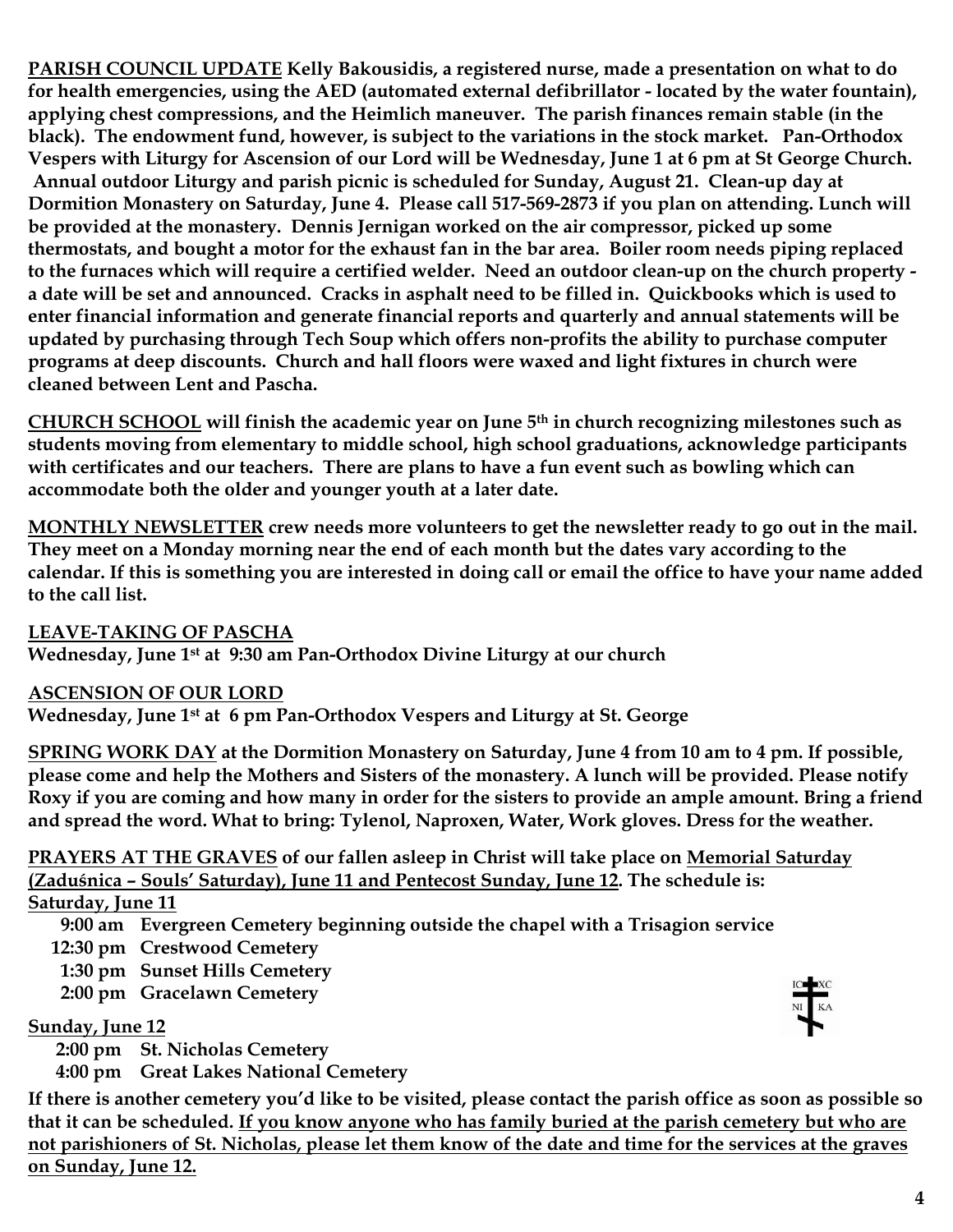**PARISH COUNCIL UPDATE Kelly Bakousidis, a registered nurse, made a presentation on what to do for health emergencies, using the AED (automated external defibrillator - located by the water fountain), applying chest compressions, and the Heimlich maneuver. The parish finances remain stable (in the black). The endowment fund, however, is subject to the variations in the stock market. Pan-Orthodox Vespers with Liturgy for Ascension of our Lord will be Wednesday, June 1 at 6 pm at St George Church. Annual outdoor Liturgy and parish picnic is scheduled for Sunday, August 21. Clean-up day at Dormition Monastery on Saturday, June 4. Please call 517-569-2873 if you plan on attending. Lunch will be provided at the monastery. Dennis Jernigan worked on the air compressor, picked up some thermostats, and bought a motor for the exhaust fan in the bar area. Boiler room needs piping replaced to the furnaces which will require a certified welder. Need an outdoor clean-up on the church property - a date will be set and announced. Cracks in asphalt need to be filled in. Quickbooks which is used to enter financial information and generate financial reports and quarterly and annual statements will be updated by purchasing through Tech Soup which offers non-profits the ability to purchase computer programs at deep discounts. Church and hall floors were waxed and light fixtures in church were cleaned between Lent and Pascha.**

**CHURCH SCHOOL will finish the academic year on June 5th in church recognizing milestones such as students moving from elementary to middle school, high school graduations, acknowledge participants with certificates and our teachers. There are plans to have a fun event such as bowling which can accommodate both the older and younger youth at a later date.**

**MONTHLY NEWSLETTER crew needs more volunteers to get the newsletter ready to go out in the mail. They meet on a Monday morning near the end of each month but the dates vary according to the calendar. If this is something you are interested in doing call or email the office to have your name added to the call list.**

**LEAVE-TAKING OF PASCHA**
**Wednesday, June 1st at 9:30 am Pan-Orthodox Divine Liturgy at our church**

**ASCENSION OF OUR LORD**
**Wednesday, June 1st at 6 pm Pan-Orthodox Vespers and Liturgy at St. George**

**SPRING WORK DAY at the Dormition Monastery on Saturday, June 4 from 10 am to 4 pm. If possible, please come and help the Mothers and Sisters of the monastery. A lunch will be provided. Please notify Roxy if you are coming and how many in order for the sisters to provide an ample amount. Bring a friend and spread the word. What to bring: Tylenol, Naproxen, Water, Work gloves. Dress for the weather.**

**PRAYERS AT THE GRAVES of our fallen asleep in Christ will take place on Memorial Saturday (Zaduśnica – Souls' Saturday), June 11 and Pentecost Sunday, June 12. The schedule is:**

**Saturday, June 11**
- **9:00 am Evergreen Cemetery beginning outside the chapel with a Trisagion service**
- **12:30 pm Crestwood Cemetery**
- **1:30 pm Sunset Hills Cemetery**
- **2:00 pm Gracelawn Cemetery**

**Sunday, June 12**
- **2:00 pm St. Nicholas Cemetery**
- **4:00 pm Great Lakes National Cemetery**

**If there is another cemetery you'd like to be visited, please contact the parish office as soon as possible so that it can be scheduled. If you know anyone who has family buried at the parish cemetery but who are not parishioners of St. Nicholas, please let them know of the date and time for the services at the graves on Sunday, June 12.**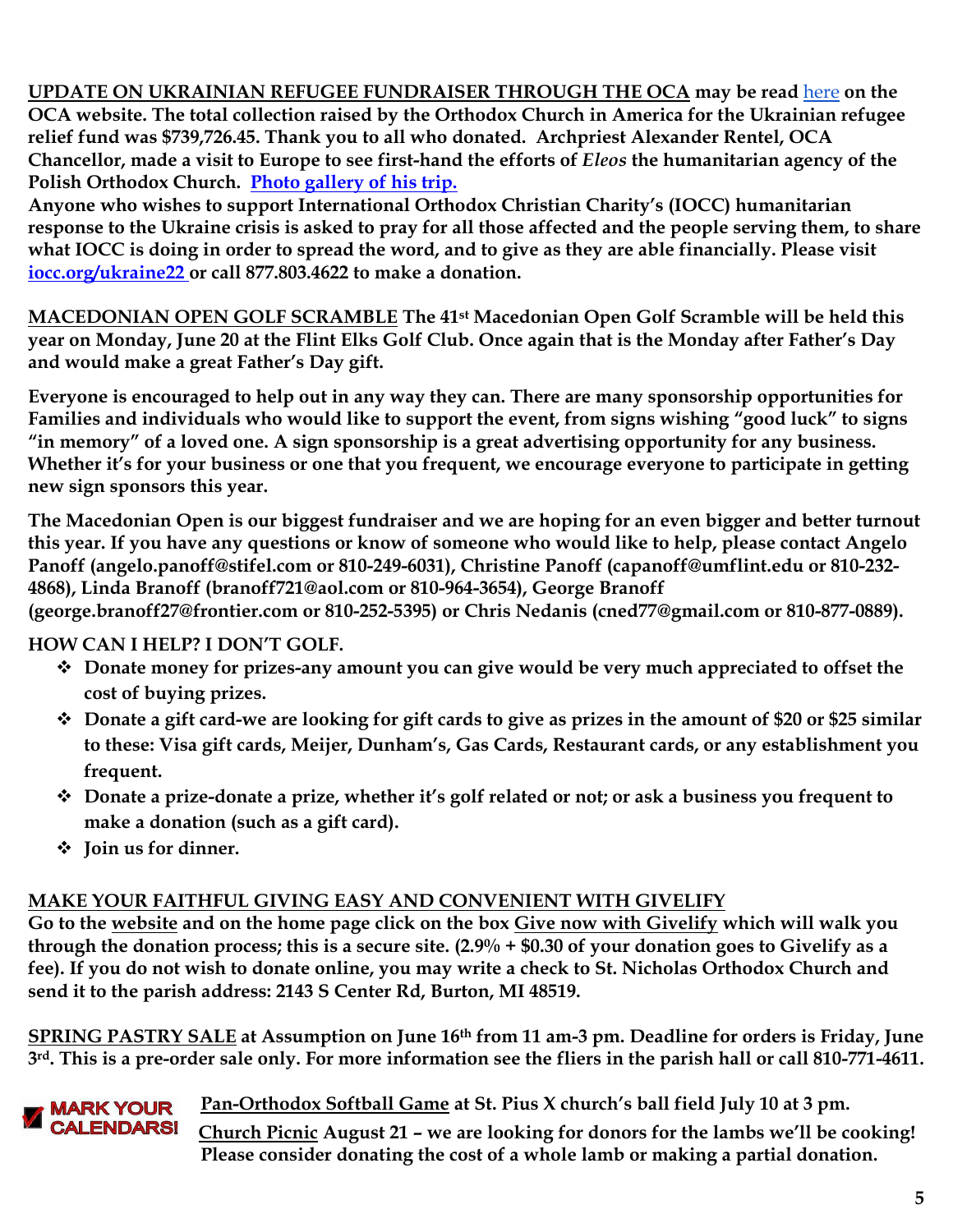**UPDATE ON UKRAINIAN REFUGEE FUNDRAISER THROUGH THE OCA may be read [here](#) on the OCA website. The total collection raised by the Orthodox Church in America for the Ukrainian refugee relief fund was $739,726.45. Thank you to all who donated. Archpriest Alexander Rentel, OCA Chancellor, made a visit to Europe to see first-hand the efforts of *Eleos* the humanitarian agency of the Polish Orthodox Church. [Photo gallery of his trip.](#)**

**Anyone who wishes to support International Orthodox Christian Charity's (IOCC) humanitarian response to the Ukraine crisis is asked to pray for all those affected and the people serving them, to share what IOCC is doing in order to spread the word, and to give as they are able financially. Please visit [iocc.org/ukraine22](#) or call 877.803.4622 to make a donation.**

**MACEDONIAN OPEN GOLF SCRAMBLE The 41st Macedonian Open Golf Scramble will be held this year on Monday, June 20 at the Flint Elks Golf Club. Once again that is the Monday after Father's Day and would make a great Father's Day gift.**

**Everyone is encouraged to help out in any way they can. There are many sponsorship opportunities for Families and individuals who would like to support the event, from signs wishing "good luck" to signs "in memory" of a loved one. A sign sponsorship is a great advertising opportunity for any business. Whether it's for your business or one that you frequent, we encourage everyone to participate in getting new sign sponsors this year.**

**The Macedonian Open is our biggest fundraiser and we are hoping for an even bigger and better turnout this year. If you have any questions or know of someone who would like to help, please contact Angelo Panoff (angelo.panoff@stifel.com or 810-249-6031), Christine Panoff (capanoff@umflint.edu or 810-232-4868), Linda Branoff (branoff721@aol.com or 810-964-3654), George Branoff (george.branoff27@frontier.com or 810-252-5395) or Chris Nedanis (cned77@gmail.com or 810-877-0889).**

**HOW CAN I HELP? I DON'T GOLF.**

- **Donate money for prizes-any amount you can give would be very much appreciated to offset the cost of buying prizes.**
- **Donate a gift card-we are looking for gift cards to give as prizes in the amount of $20 or $25 similar to these: Visa gift cards, Meijer, Dunham's, Gas Cards, Restaurant cards, or any establishment you frequent.**
- **Donate a prize-donate a prize, whether it's golf related or not; or ask a business you frequent to make a donation (such as a gift card).**
- **Join us for dinner.**

**MAKE YOUR FAITHFUL GIVING EASY AND CONVENIENT WITH GIVELIFY**

**Go to the website and on the home page click on the box Give now with Givelify which will walk you through the donation process; this is a secure site. (2.9% + $0.30 of your donation goes to Givelify as a fee). If you do not wish to donate online, you may write a check to St. Nicholas Orthodox Church and send it to the parish address: 2143 S Center Rd, Burton, MI 48519.**

**SPRING PASTRY SALE at Assumption on June 16th from 11 am-3 pm. Deadline for orders is Friday, June 3rd. This is a pre-order sale only. For more information see the fliers in the parish hall or call 810-771-4611.**

**MARK YOUR CALENDARS!**

**Pan-Orthodox Softball Game at St. Pius X church's ball field July 10 at 3 pm.**

**Church Picnic August 21 – we are looking for donors for the lambs we'll be cooking! Please consider donating the cost of a whole lamb or making a partial donation.**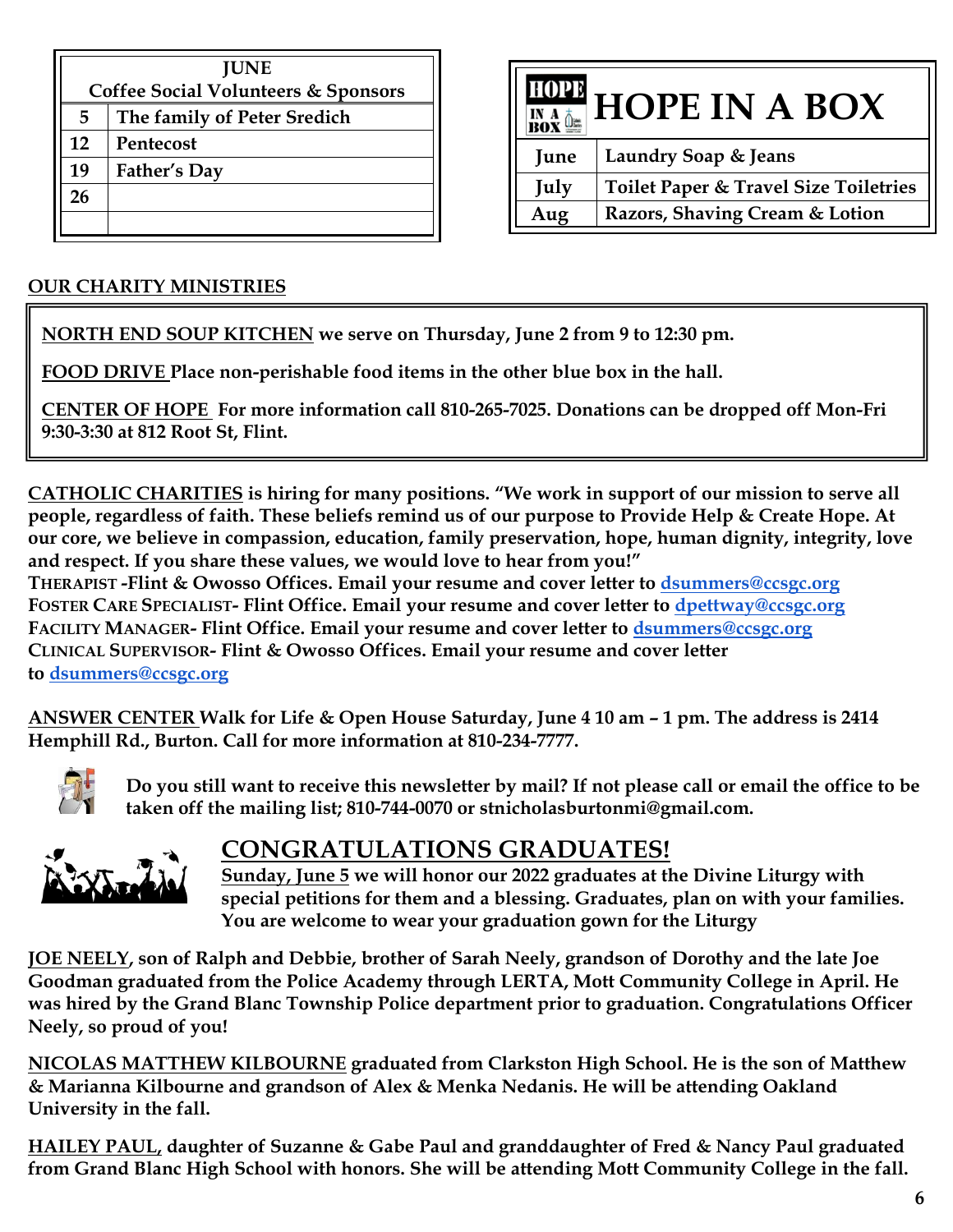| JUNE Coffee Social Volunteers & Sponsors | |
|---|---|
| 5 | The family of Peter Sredich |
| 12 | Pentecost |
| 19 | Father's Day |
| 26 | |
| | |

## HOPE IN A BOX

| | |
|---|---|
| June | Laundry Soap & Jeans |
| July | Toilet Paper & Travel Size Toiletries |
| Aug | Razors, Shaving Cream & Lotion |

**OUR CHARITY MINISTRIES**

**NORTH END SOUP KITCHEN we serve on Thursday, June 2 from 9 to 12:30 pm.**

**FOOD DRIVE Place non-perishable food items in the other blue box in the hall.**

**CENTER OF HOPE For more information call 810-265-7025. Donations can be dropped off Mon-Fri 9:30-3:30 at 812 Root St, Flint.**

**CATHOLIC CHARITIES is hiring for many positions. "We work in support of our mission to serve all people, regardless of faith. These beliefs remind us of our purpose to Provide Help & Create Hope. At our core, we believe in compassion, education, family preservation, hope, human dignity, integrity, love and respect. If you share these values, we would love to hear from you!"**
**THERAPIST -Flint & Owosso Offices. Email your resume and cover letter to dsummers@ccsgc.org**
**FOSTER CARE SPECIALIST- Flint Office. Email your resume and cover letter to dpettway@ccsgc.org**
**FACILITY MANAGER- Flint Office. Email your resume and cover letter to dsummers@ccsgc.org**
**CLINICAL SUPERVISOR- Flint & Owosso Offices. Email your resume and cover letter to dsummers@ccsgc.org**

**ANSWER CENTER Walk for Life & Open House Saturday, June 4 10 am – 1 pm. The address is 2414 Hemphill Rd., Burton. Call for more information at 810-234-7777.**

**Do you still want to receive this newsletter by mail? If not please call or email the office to be taken off the mailing list; 810-744-0070 or stnicholasburtonmi@gmail.com.**

## CONGRATULATIONS GRADUATES!

**Sunday, June 5 we will honor our 2022 graduates at the Divine Liturgy with special petitions for them and a blessing. Graduates, plan on with your families. You are welcome to wear your graduation gown for the Liturgy**

**JOE NEELY, son of Ralph and Debbie, brother of Sarah Neely, grandson of Dorothy and the late Joe Goodman graduated from the Police Academy through LERTA, Mott Community College in April. He was hired by the Grand Blanc Township Police department prior to graduation. Congratulations Officer Neely, so proud of you!**

**NICOLAS MATTHEW KILBOURNE graduated from Clarkston High School. He is the son of Matthew & Marianna Kilbourne and grandson of Alex & Menka Nedanis. He will be attending Oakland University in the fall.**

**HAILEY PAUL, daughter of Suzanne & Gabe Paul and granddaughter of Fred & Nancy Paul graduated from Grand Blanc High School with honors. She will be attending Mott Community College in the fall.**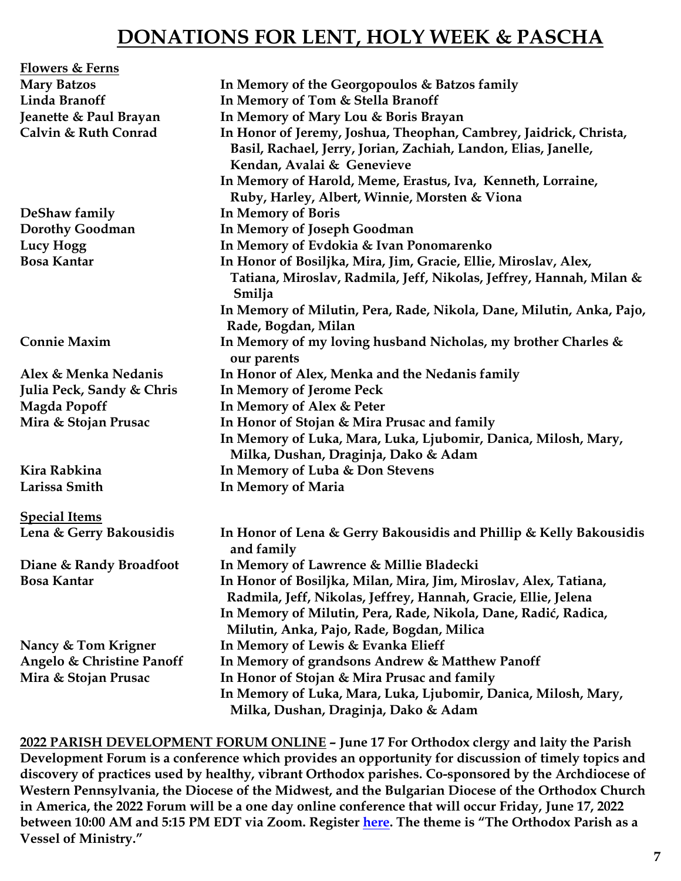# DONATIONS FOR LENT, HOLY WEEK & PASCHA

## Flowers & Ferns

| Donor | Dedication |
|---|---|
| Mary Batzos | In Memory of the Georgopoulos & Batzos family |
| Linda Branoff | In Memory of Tom & Stella Branoff |
| Jeanette & Paul Brayan | In Memory of Mary Lou & Boris Brayan |
| Calvin & Ruth Conrad | In Honor of Jeremy, Joshua, Theophan, Cambrey, Jaidrick, Christa, Basil, Rachael, Jerry, Jorian, Zachiah, Landon, Elias, Janelle, Kendan, Avalai & Genevieve |
| | In Memory of Harold, Meme, Erastus, Iva, Kenneth, Lorraine, Ruby, Harley, Albert, Winnie, Morsten & Viona |
| DeShaw family | In Memory of Boris |
| Dorothy Goodman | In Memory of Joseph Goodman |
| Lucy Hogg | In Memory of Evdokia & Ivan Ponomarenko |
| Bosa Kantar | In Honor of Bosiljka, Mira, Jim, Gracie, Ellie, Miroslav, Alex, Tatiana, Miroslav, Radmila, Jeff, Nikolas, Jeffrey, Hannah, Milan & Smilja |
| | In Memory of Milutin, Pera, Rade, Nikola, Dane, Milutin, Anka, Pajo, Rade, Bogdan, Milan |
| Connie Maxim | In Memory of my loving husband Nicholas, my brother Charles & our parents |
| Alex & Menka Nedanis | In Honor of Alex, Menka and the Nedanis family |
| Julia Peck, Sandy & Chris | In Memory of Jerome Peck |
| Magda Popoff | In Memory of Alex & Peter |
| Mira & Stojan Prusac | In Honor of Stojan & Mira Prusac and family |
| | In Memory of Luka, Mara, Luka, Ljubomir, Danica, Milosh, Mary, Milka, Dushan, Draginja, Dako & Adam |
| Kira Rabkina | In Memory of Luba & Don Stevens |
| Larissa Smith | In Memory of Maria |

## Special Items

| Donor | Dedication |
|---|---|
| Lena & Gerry Bakousidis | In Honor of Lena & Gerry Bakousidis and Phillip & Kelly Bakousidis and family |
| Diane & Randy Broadfoot | In Memory of Lawrence & Millie Bladecki |
| Bosa Kantar | In Honor of Bosiljka, Milan, Mira, Jim, Miroslav, Alex, Tatiana, Radmila, Jeff, Nikolas, Jeffrey, Hannah, Gracie, Ellie, Jelena |
| | In Memory of Milutin, Pera, Rade, Nikola, Dane, Radić, Radica, Milutin, Anka, Pajo, Rade, Bogdan, Milica |
| Nancy & Tom Krigner | In Memory of Lewis & Evanka Elieff |
| Angelo & Christine Panoff | In Memory of grandsons Andrew & Matthew Panoff |
| Mira & Stojan Prusac | In Honor of Stojan & Mira Prusac and family |
| | In Memory of Luka, Mara, Luka, Ljubomir, Danica, Milosh, Mary, Milka, Dushan, Draginja, Dako & Adam |

**2022 PARISH DEVELOPMENT FORUM ONLINE – June 17 For Orthodox clergy and laity the Parish Development Forum is a conference which provides an opportunity for discussion of timely topics and discovery of practices used by healthy, vibrant Orthodox parishes. Co-sponsored by the Archdiocese of Western Pennsylvania, the Diocese of the Midwest, and the Bulgarian Diocese of the Orthodox Church in America, the 2022 Forum will be a one day online conference that will occur Friday, June 17, 2022 between 10:00 AM and 5:15 PM EDT via Zoom. Register here. The theme is "The Orthodox Parish as a Vessel of Ministry."**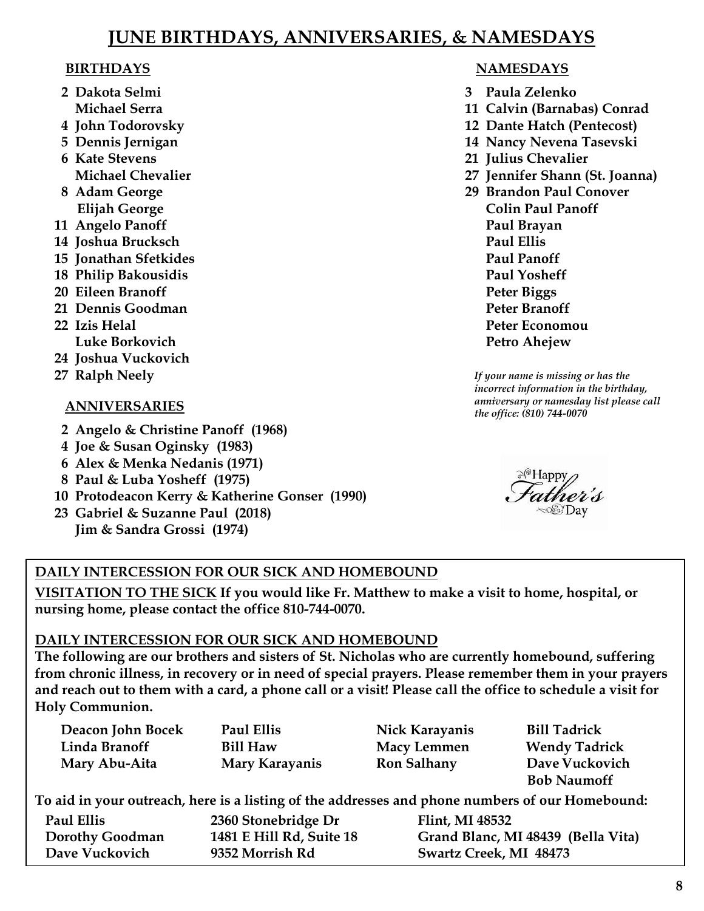# JUNE BIRTHDAYS, ANNIVERSARIES, & NAMESDAYS

## BIRTHDAYS

**2 Dakota Selmi**
**Michael Serra**
**4 John Todorovsky**
**5 Dennis Jernigan**
**6 Kate Stevens**
**Michael Chevalier**
**8 Adam George**
**Elijah George**
**11 Angelo Panoff**
**14 Joshua Brucksch**
**15 Jonathan Sfetkides**
**18 Philip Bakousidis**
**20 Eileen Branoff**
**21 Dennis Goodman**
**22 Izis Helal**
**Luke Borkovich**
**24 Joshua Vuckovich**
**27 Ralph Neely**

## ANNIVERSARIES

**2 Angelo & Christine Panoff (1968)**
**4 Joe & Susan Oginsky (1983)**
**6 Alex & Menka Nedanis (1971)**
**8 Paul & Luba Yosheff (1975)**
**10 Protodeacon Kerry & Katherine Gonser (1990)**
**23 Gabriel & Suzanne Paul (2018)**
**Jim & Sandra Grossi (1974)**

## NAMESDAYS

**3 Paula Zelenko**
**11 Calvin (Barnabas) Conrad**
**12 Dante Hatch (Pentecost)**
**14 Nancy Nevena Tasevski**
**21 Julius Chevalier**
**27 Jennifer Shann (St. Joanna)**
**29 Brandon Paul Conover**
**Colin Paul Panoff**
**Paul Brayan**
**Paul Ellis**
**Paul Panoff**
**Paul Yosheff**
**Peter Biggs**
**Peter Branoff**
**Peter Economou**
**Petro Ahejew**

*If your name is missing or has the incorrect information in the birthday, anniversary or namesday list please call the office: (810) 744-0070*

Happy Father's Day

## DAILY INTERCESSION FOR OUR SICK AND HOMEBOUND

**VISITATION TO THE SICK If you would like Fr. Matthew to make a visit to home, hospital, or nursing home, please contact the office 810-744-0070.**

## DAILY INTERCESSION FOR OUR SICK AND HOMEBOUND

**The following are our brothers and sisters of St. Nicholas who are currently homebound, suffering from chronic illness, in recovery or in need of special prayers. Please remember them in your prayers and reach out to them with a card, a phone call or a visit! Please call the office to schedule a visit for Holy Communion.**

| | | | |
|---|---|---|---|
| Deacon John Bocek | Paul Ellis | Nick Karayanis | Bill Tadrick |
| Linda Branoff | Bill Haw | Macy Lemmen | Wendy Tadrick |
| Mary Abu-Aita | Mary Karayanis | Ron Salhany | Dave Vuckovich |
| | | | Bob Naumoff |

**To aid in your outreach, here is a listing of the addresses and phone numbers of our Homebound:**

| | | |
|---|---|---|
| Paul Ellis | 2360 Stonebridge Dr | Flint, MI 48532 |
| Dorothy Goodman | 1481 E Hill Rd, Suite 18 | Grand Blanc, MI 48439 (Bella Vita) |
| Dave Vuckovich | 9352 Morrish Rd | Swartz Creek, MI 48473 |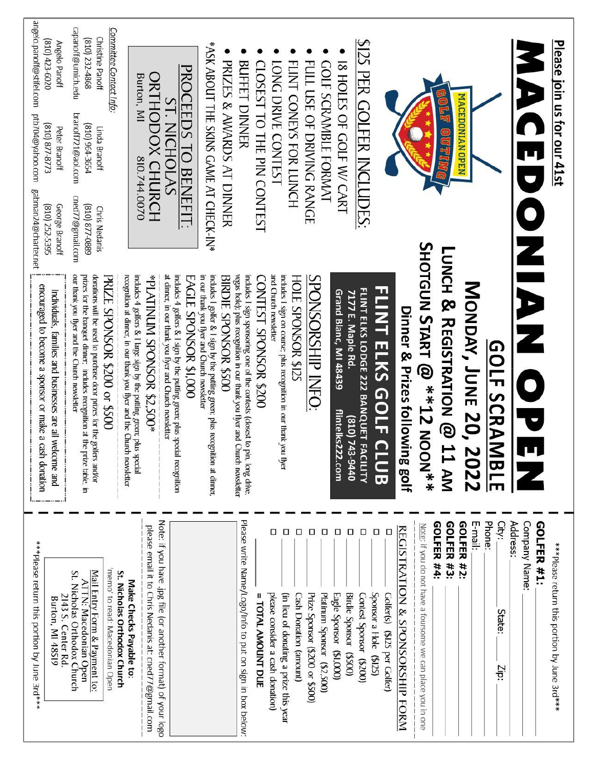Please join us for our 41st

# MACEDONIAN OPEN

## GOLF SCRAMBLE

MACEDONIAN OPEN GOLF OUTING

## MONDAY, JUNE 20, 2022

### LUNCH & REGISTRATION @ 11 AM

### SHOTGUN START @ **12 NOON**

**Dinner & Prizes following golf**

## FLINT ELKS GOLF CLUB

FLINT ELKS LODGE 222 BANQUET FACILITY
7177 E. Maple Rd. (810) 743-9440
Grand Blanc, MI 48439 flintelks222.com

### $125 PER GOLFER INCLUDES:

- 18 HOLES OF GOLF W/ CART
- GOLF SCRAMBLE FORMAT
- FULL USE OF DRIVING RANGE
- FLINT CONEYS FOR LUNCH
- LONG DRIVE CONTEST
- CLOSEST TO THE PIN CONTEST
- BUFFET DINNER
- PRIZES & AWARDS AT DINNER

*ASK ABOUT THE SKINS GAME AT CHECK-IN*

PROCEEDS TO BENEFIT:
ST. NICHOLAS
ORTHODOX CHURCH
Burton, MI 810.744.0070

*Committee Contact Info:*

| | | |
|---|---|---|
| Christine Panoff<br>(810) 232-4868<br>capanoff@umich.edu | Linda Branoff<br>(810) 964-3654<br>branoff721@aol.com | Chris Nedanis<br>(810) 877-0889<br>cned77@gmail.com |
| Angelo Panoff<br>(810) 423-6020<br>angelo.panoff@stifel.com | Peter Branoff<br>(810) 877-8773<br>ptb704@yahoo.com | George Branoff<br>(810) 252-5395<br>gabman24@charter.net |

### SPONSORSHIP INFO:

**HOLE SPONSOR $125**
includes 1 sign on course plus recognition in our thank you flyer and Church newsletter

**CONTEST SPONSOR $200**
includes 1 sign sponsoring one of the contests (closest to pin, long drive, vegas hole) plus recognition in our thank you flyer and Church newsletter

**BIRDIE SPONSOR $500**
includes 1 golfer & 1 sign by the putting green; plus recognition at dinner, in our thank you flyer and Church newsletter

**EAGLE SPONSOR $1,000**
includes 4 golfers & 1 sign by the putting green; plus special recognition at dinner, in our thank you flyer and Church newsletter

***PLATINUM SPONSOR $2,500***
includes 4 golfers & 1 large sign by the putting green; plus special recognition at dinner, in our thank you flyer and the Church newsletter

**PRIZE SPONSOR $200 or $500**
donations will be used to purchase door prizes for the golfers and/or prizes for the banquet dinner; includes recognition at the prize table, in our thank you flyer and the Church newsletter

Individuals, families and businesses are all welcome and encouraged to become a sponsor or make a cash donation

---

***Please return this portion by June 3rd***

**GOLFER #1:** ______
Company Name: ______
Address: ______
City: ______ State: ______ Zip: ______
Phone: ______
E-mail: ______
**GOLFER #2:** ______
**GOLFER #3:** ______
**GOLFER #4:** ______

Note: If you do not have a foursome we can place you in one

### REGISTRATION & SPONSORSHIP FORM

- ☐ ______ Golfer(s) ($125 per Golfer)
- ☐ ______ Sponsor a Hole ($125)
- ☐ ______ Contest Sponsor ($200)
- ☐ ______ Birdie Sponsor ($500)
- ☐ ______ Eagle Sponsor ($1,000)
- ☐ ______ Platinum Sponsor ($2,500)
- ☐ ______ Prize Sponsor ($200 or $500)
- ☐ ______ Cash Donation (amount)
  (in lieu of donating a prize this year please consider a cash donation)
- ______ **= TOTAL AMOUNT DUE**

Please write Name/Logo/Info to put on sign in box below:

Note: if you have .jpg file (or another format) of your logo please email it to Chris Nedanis at: cned77@gmail.com

**Make Checks Payable to:**
**St. Nicholas Orthodox Church**
'memo' to read: Macedonian Open

Mail Entry Form & Payment to:
ATTN: Macedonian Open
St. Nicholas Orthodox Church
2143 S. Center Rd.
Burton, MI 48519

***Please return this portion by June 3rd***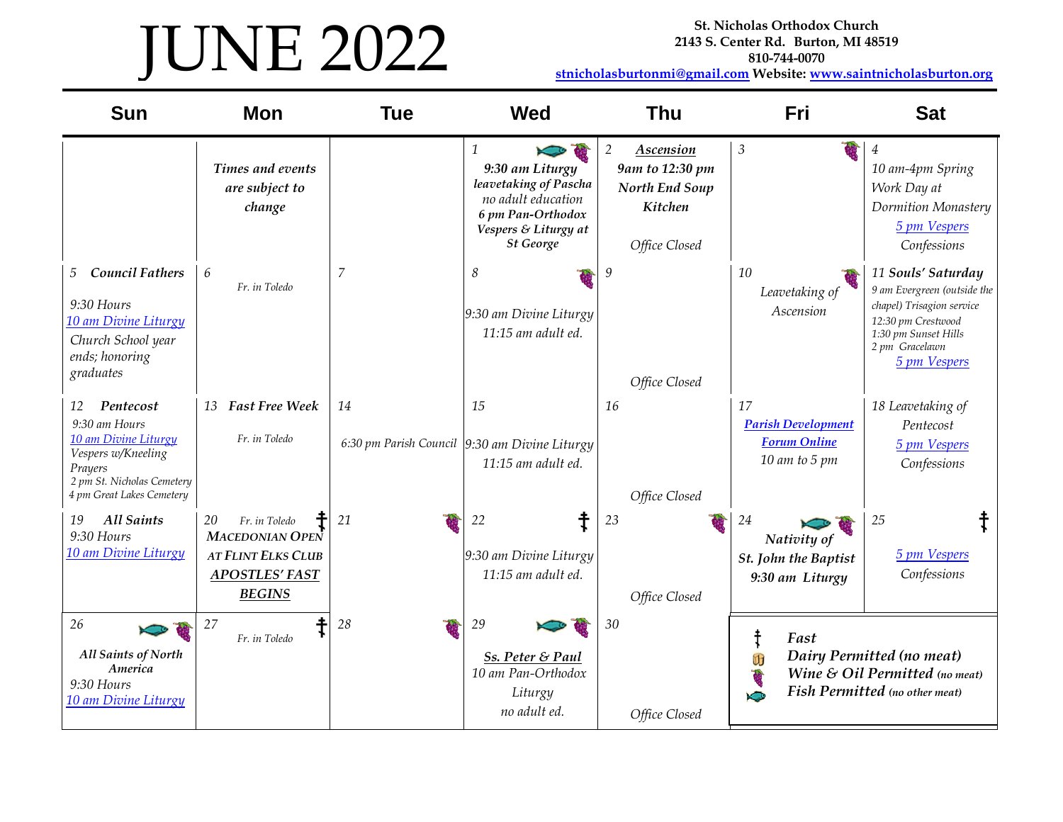# JUNE 2022

**St. Nicholas Orthodox Church**
**2143 S. Center Rd. Burton, MI 48519**
**810-744-0070**
**stnicholasburtonmi@gmail.com Website: www.saintnicholasburton.org**

| Sun | Mon | Tue | Wed | Thu | Fri | Sat |
|---|---|---|---|---|---|---|
| | *Times and events are subject to change* | | 1 ***9:30 am Liturgy leavetaking of Pascha*** *no adult education* ***6 pm Pan-Orthodox Vespers & Liturgy at St George*** | 2 ***Ascension*** ***9am to 12:30 pm North End Soup Kitchen*** *Office Closed* | 3 | 4 *10 am-4pm Spring Work Day at Dormition Monastery* *5 pm Vespers* *Confessions* |
| 5 ***Council Fathers*** *9:30 Hours* *10 am Divine Liturgy* *Church School year ends; honoring graduates* | 6 *Fr. in Toledo* | 7 | 8 *9:30 am Divine Liturgy* *11:15 am adult ed.* | 9 *Office Closed* | 10 *Leavetaking of Ascension* | 11 ***Souls' Saturday*** *9 am Evergreen (outside the chapel) Trisagion service* *12:30 pm Crestwood* *1:30 pm Sunset Hills* *2 pm Gracelawn* *5 pm Vespers* |
| 12 ***Pentecost*** *9:30 am Hours* *10 am Divine Liturgy* *Vespers w/Kneeling Prayers* *2 pm St. Nicholas Cemetery* *4 pm Great Lakes Cemetery* | 13 ***Fast Free Week*** *Fr. in Toledo* | 14 *6:30 pm Parish Council* | 15 *9:30 am Divine Liturgy* *11:15 am adult ed.* | 16 *Office Closed* | 17 ***Parish Development Forum Online*** *10 am to 5 pm* | 18 *Leavetaking of Pentecost* *5 pm Vespers* *Confessions* |
| 19 ***All Saints*** *9:30 Hours* *10 am Divine Liturgy* | 20 *Fr. in Toledo* ***MACEDONIAN OPEN AT FLINT ELKS CLUB*** ***APOSTLES' FAST BEGINS*** | 21 | 22 *9:30 am Divine Liturgy* *11:15 am adult ed.* | 23 *Office Closed* | 24 ***Nativity of St. John the Baptist*** ***9:30 am Liturgy*** | 25 *5 pm Vespers* *Confessions* |
| 26 ***All Saints of North America*** *9:30 Hours* *10 am Divine Liturgy* | 27 *Fr. in Toledo* | 28 | 29 ***Ss. Peter & Paul*** *10 am Pan-Orthodox Liturgy* *no adult ed.* | 30 *Office Closed* | ***Fast*** ***Dairy Permitted (no meat)*** ***Wine & Oil Permitted** (no meat)* ***Fish Permitted** (no other meat)* | |